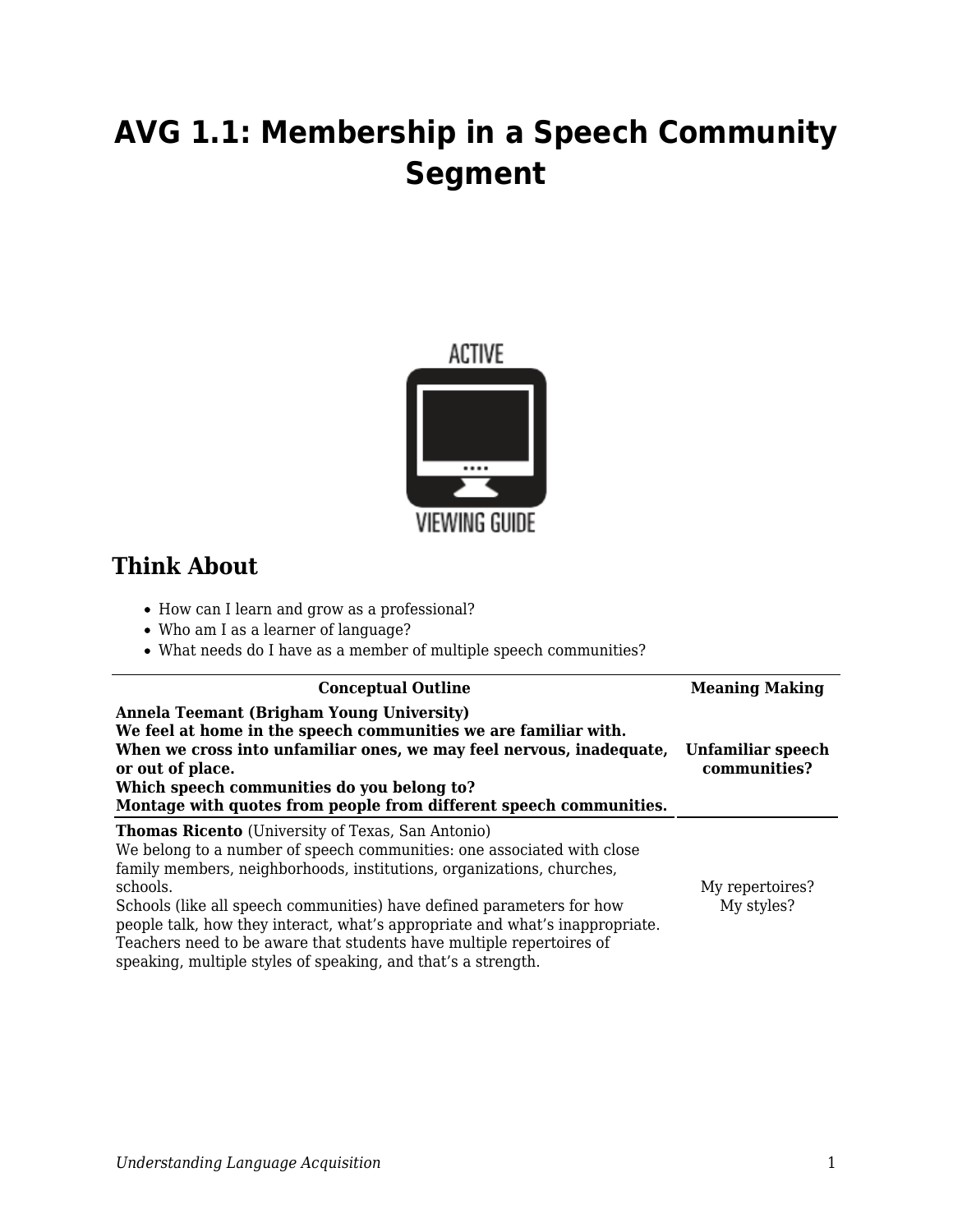# AVG 1.1: Membership in a Speech Community Segment

## Think About

- How can I learn and grow as a professional?
- Who am I as a learner of language?
- What needs do I have as a member of multiple speech communities?

| Conceptual Outline | Meaning Making |
|---|---|
| **Annela Teemant (Brigham Young University)**<br>**We feel at home in the speech communities we are familiar with.**<br>**When we cross into unfamiliar ones, we may feel nervous, inadequate, or out of place.**<br>**Which speech communities do you belong to?**<br>**Montage with quotes from people from different speech communities.** | **Unfamiliar speech communities?** |
| **Thomas Ricento** (University of Texas, San Antonio)<br>We belong to a number of speech communities: one associated with close family members, neighborhoods, institutions, organizations, churches, schools.<br>Schools (like all speech communities) have defined parameters for how people talk, how they interact, what's appropriate and what's inappropriate. Teachers need to be aware that students have multiple repertoires of speaking, multiple styles of speaking, and that's a strength. | My repertoires?<br>My styles? |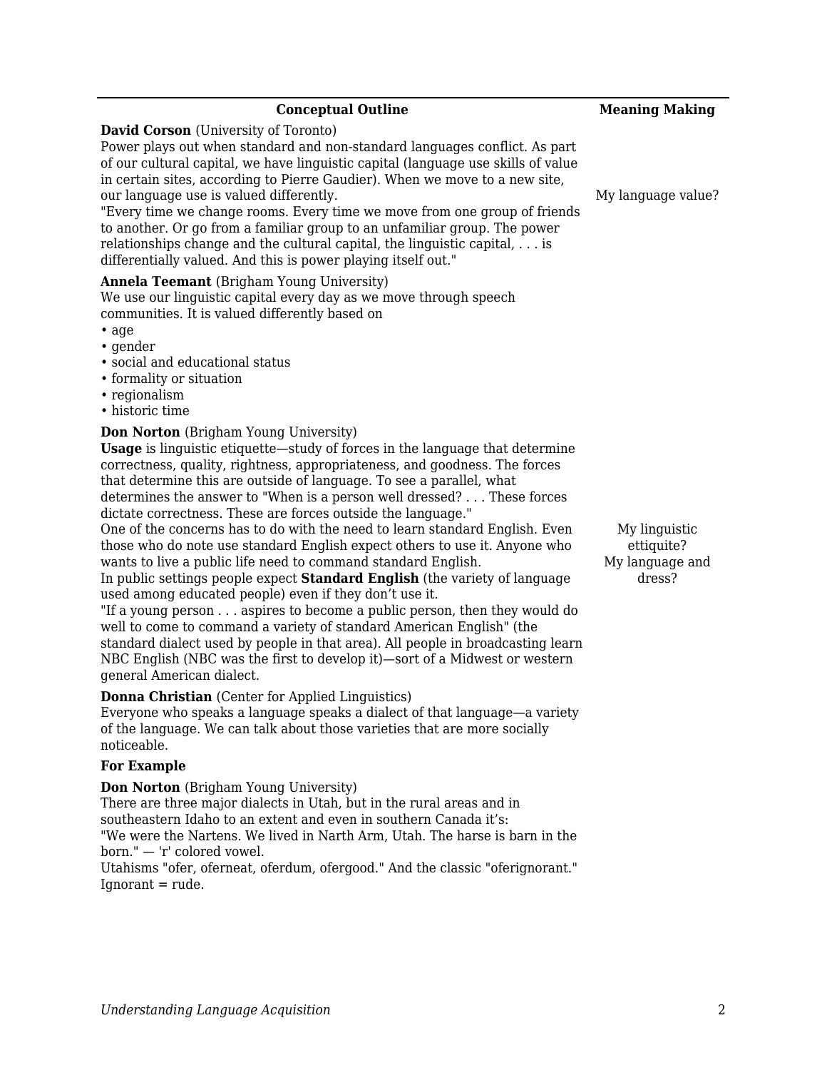| Conceptual Outline | Meaning Making |
|---|---|
| **David Corson** (University of Toronto)<br>Power plays out when standard and non-standard languages conflict. As part of our cultural capital, we have linguistic capital (language use skills of value in certain sites, according to Pierre Gaudier). When we move to a new site, our language use is valued differently.<br>"Every time we change rooms. Every time we move from one group of friends to another. Or go from a familiar group to an unfamiliar group. The power relationships change and the cultural capital, the linguistic capital, . . . is differentially valued. And this is power playing itself out." | My language value? |
| **Annela Teemant** (Brigham Young University)<br>We use our linguistic capital every day as we move through speech communities. It is valued differently based on<br>• age<br>• gender<br>• social and educational status<br>• formality or situation<br>• regionalism<br>• historic time | |
| **Don Norton** (Brigham Young University)<br>**Usage** is linguistic etiquette—study of forces in the language that determine correctness, quality, rightness, appropriateness, and goodness. The forces that determine this are outside of language. To see a parallel, what determines the answer to "When is a person well dressed? . . . These forces dictate correctness. These are forces outside the language."<br>One of the concerns has to do with the need to learn standard English. Even those who do note use standard English expect others to use it. Anyone who wants to live a public life need to command standard English.<br>In public settings people expect **Standard English** (the variety of language used among educated people) even if they don't use it.<br>"If a young person . . . aspires to become a public person, then they would do well to come to command a variety of standard American English" (the standard dialect used by people in that area). All people in broadcasting learn NBC English (NBC was the first to develop it)—sort of a Midwest or western general American dialect. | My linguistic ettiquite?<br>My language and dress? |
| **Donna Christian** (Center for Applied Linguistics)<br>Everyone who speaks a language speaks a dialect of that language—a variety of the language. We can talk about those varieties that are more socially noticeable. | |
| **For Example** | |
| **Don Norton** (Brigham Young University)<br>There are three major dialects in Utah, but in the rural areas and in southeastern Idaho to an extent and even in southern Canada it's:<br>"We were the Nartens. We lived in Narth Arm, Utah. The harse is barn in the born." — 'r' colored vowel.<br>Utahisms "ofer, oferneat, oferdum, ofergood." And the classic "oferignorant." Ignorant = rude. | |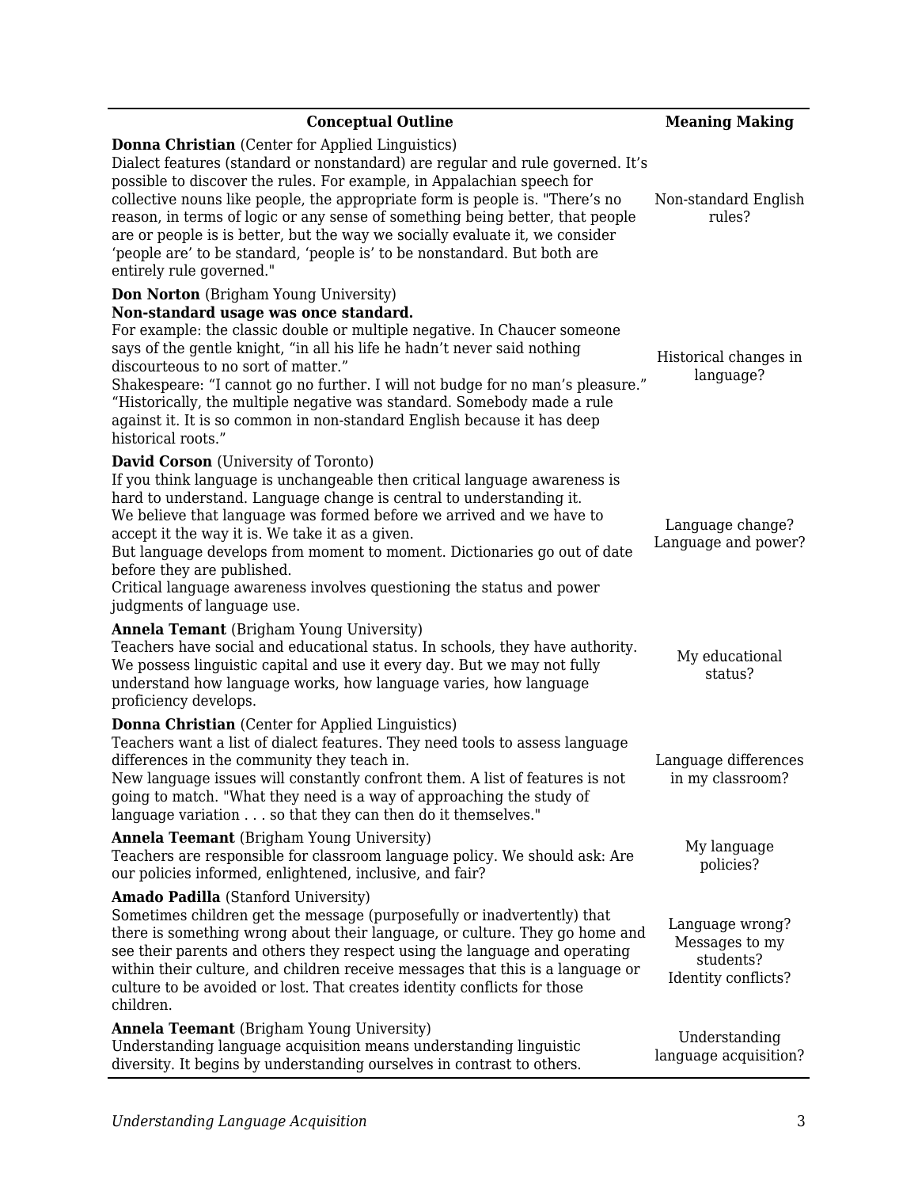| Conceptual Outline | Meaning Making |
|---|---|
| **Donna Christian** (Center for Applied Linguistics)<br>Dialect features (standard or nonstandard) are regular and rule governed. It's possible to discover the rules. For example, in Appalachian speech for collective nouns like people, the appropriate form is people is. "There's no reason, in terms of logic or any sense of something being better, that people are or people is is better, but the way we socially evaluate it, we consider 'people are' to be standard, 'people is' to be nonstandard. But both are entirely rule governed." | Non-standard English rules? |
| **Don Norton** (Brigham Young University)<br>**Non-standard usage was once standard.**<br>For example: the classic double or multiple negative. In Chaucer someone says of the gentle knight, "in all his life he hadn't never said nothing discourteous to no sort of matter."<br>Shakespeare: "I cannot go no further. I will not budge for no man's pleasure."<br>"Historically, the multiple negative was standard. Somebody made a rule against it. It is so common in non-standard English because it has deep historical roots." | Historical changes in language? |
| **David Corson** (University of Toronto)<br>If you think language is unchangeable then critical language awareness is hard to understand. Language change is central to understanding it.<br>We believe that language was formed before we arrived and we have to accept it the way it is. We take it as a given.<br>But language develops from moment to moment. Dictionaries go out of date before they are published.<br>Critical language awareness involves questioning the status and power judgments of language use. | Language change?<br>Language and power? |
| **Annela Temant** (Brigham Young University)<br>Teachers have social and educational status. In schools, they have authority. We possess linguistic capital and use it every day. But we may not fully understand how language works, how language varies, how language proficiency develops. | My educational status? |
| **Donna Christian** (Center for Applied Linguistics)<br>Teachers want a list of dialect features. They need tools to assess language differences in the community they teach in.<br>New language issues will constantly confront them. A list of features is not going to match. "What they need is a way of approaching the study of language variation . . . so that they can then do it themselves." | Language differences in my classroom? |
| **Annela Teemant** (Brigham Young University)<br>Teachers are responsible for classroom language policy. We should ask: Are our policies informed, enlightened, inclusive, and fair? | My language policies? |
| **Amado Padilla** (Stanford University)<br>Sometimes children get the message (purposefully or inadvertently) that there is something wrong about their language, or culture. They go home and see their parents and others they respect using the language and operating within their culture, and children receive messages that this is a language or culture to be avoided or lost. That creates identity conflicts for those children. | Language wrong?<br>Messages to my students?<br>Identity conflicts? |
| **Annela Teemant** (Brigham Young University)<br>Understanding language acquisition means understanding linguistic diversity. It begins by understanding ourselves in contrast to others. | Understanding language acquisition? |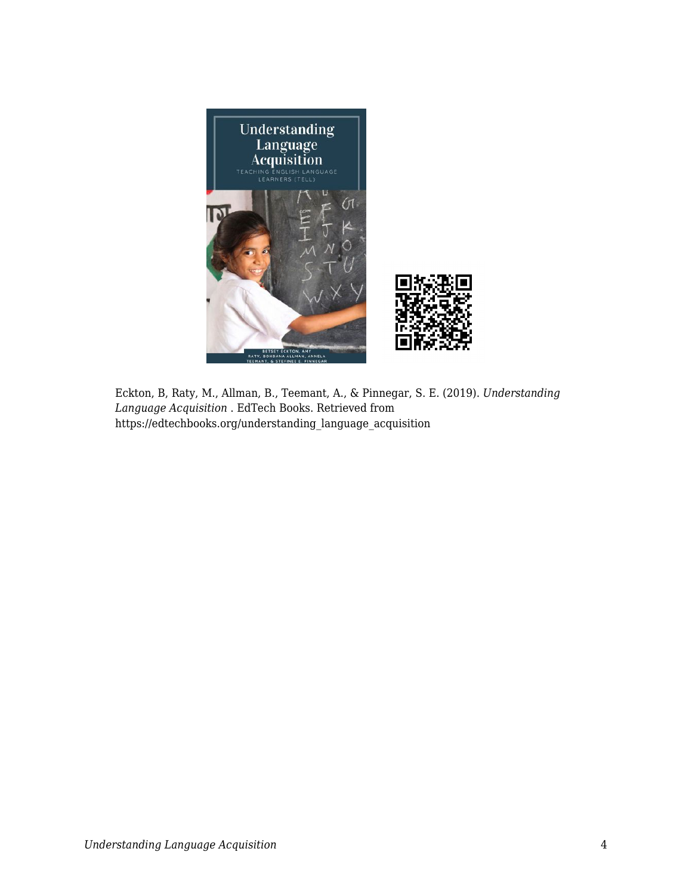Eckton, B, Raty, M., Allman, B., Teemant, A., & Pinnegar, S. E. (2019). *Understanding Language Acquisition* . EdTech Books. Retrieved from https://edtechbooks.org/understanding_language_acquisition